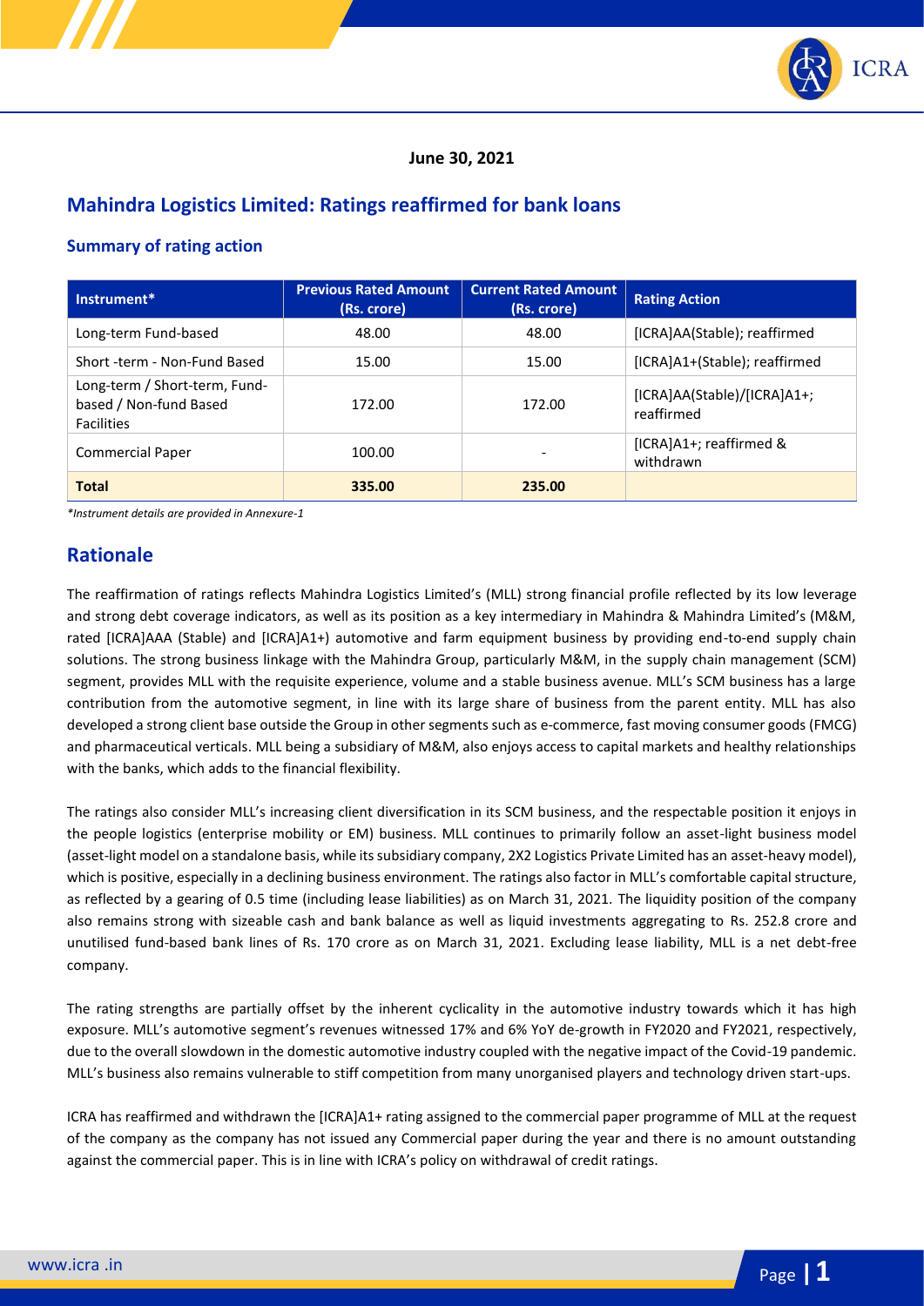**June 30, 2021**

# Mahindra Logistics Limited: Ratings reaffirmed for bank loans

## Summary of rating action

| Instrument* | Previous Rated Amount (Rs. crore) | Current Rated Amount (Rs. crore) | Rating Action |
|---|---|---|---|
| Long-term Fund-based | 48.00 | 48.00 | [ICRA]AA(Stable); reaffirmed |
| Short -term - Non-Fund Based | 15.00 | 15.00 | [ICRA]A1+(Stable); reaffirmed |
| Long-term / Short-term, Fund-based / Non-fund Based Facilities | 172.00 | 172.00 | [ICRA]AA(Stable)/[ICRA]A1+; reaffirmed |
| Commercial Paper | 100.00 | - | [ICRA]A1+; reaffirmed & withdrawn |
| **Total** | **335.00** | **235.00** | |

*\*Instrument details are provided in Annexure-1*

## Rationale

The reaffirmation of ratings reflects Mahindra Logistics Limited's (MLL) strong financial profile reflected by its low leverage and strong debt coverage indicators, as well as its position as a key intermediary in Mahindra & Mahindra Limited's (M&M, rated [ICRA]AAA (Stable) and [ICRA]A1+) automotive and farm equipment business by providing end-to-end supply chain solutions. The strong business linkage with the Mahindra Group, particularly M&M, in the supply chain management (SCM) segment, provides MLL with the requisite experience, volume and a stable business avenue. MLL's SCM business has a large contribution from the automotive segment, in line with its large share of business from the parent entity. MLL has also developed a strong client base outside the Group in other segments such as e-commerce, fast moving consumer goods (FMCG) and pharmaceutical verticals. MLL being a subsidiary of M&M, also enjoys access to capital markets and healthy relationships with the banks, which adds to the financial flexibility.

The ratings also consider MLL's increasing client diversification in its SCM business, and the respectable position it enjoys in the people logistics (enterprise mobility or EM) business. MLL continues to primarily follow an asset-light business model (asset-light model on a standalone basis, while its subsidiary company, 2X2 Logistics Private Limited has an asset-heavy model), which is positive, especially in a declining business environment. The ratings also factor in MLL's comfortable capital structure, as reflected by a gearing of 0.5 time (including lease liabilities) as on March 31, 2021. The liquidity position of the company also remains strong with sizeable cash and bank balance as well as liquid investments aggregating to Rs. 252.8 crore and unutilised fund-based bank lines of Rs. 170 crore as on March 31, 2021. Excluding lease liability, MLL is a net debt-free company.

The rating strengths are partially offset by the inherent cyclicality in the automotive industry towards which it has high exposure. MLL's automotive segment's revenues witnessed 17% and 6% YoY de-growth in FY2020 and FY2021, respectively, due to the overall slowdown in the domestic automotive industry coupled with the negative impact of the Covid-19 pandemic. MLL's business also remains vulnerable to stiff competition from many unorganised players and technology driven start-ups.

ICRA has reaffirmed and withdrawn the [ICRA]A1+ rating assigned to the commercial paper programme of MLL at the request of the company as the company has not issued any Commercial paper during the year and there is no amount outstanding against the commercial paper. This is in line with ICRA's policy on withdrawal of credit ratings.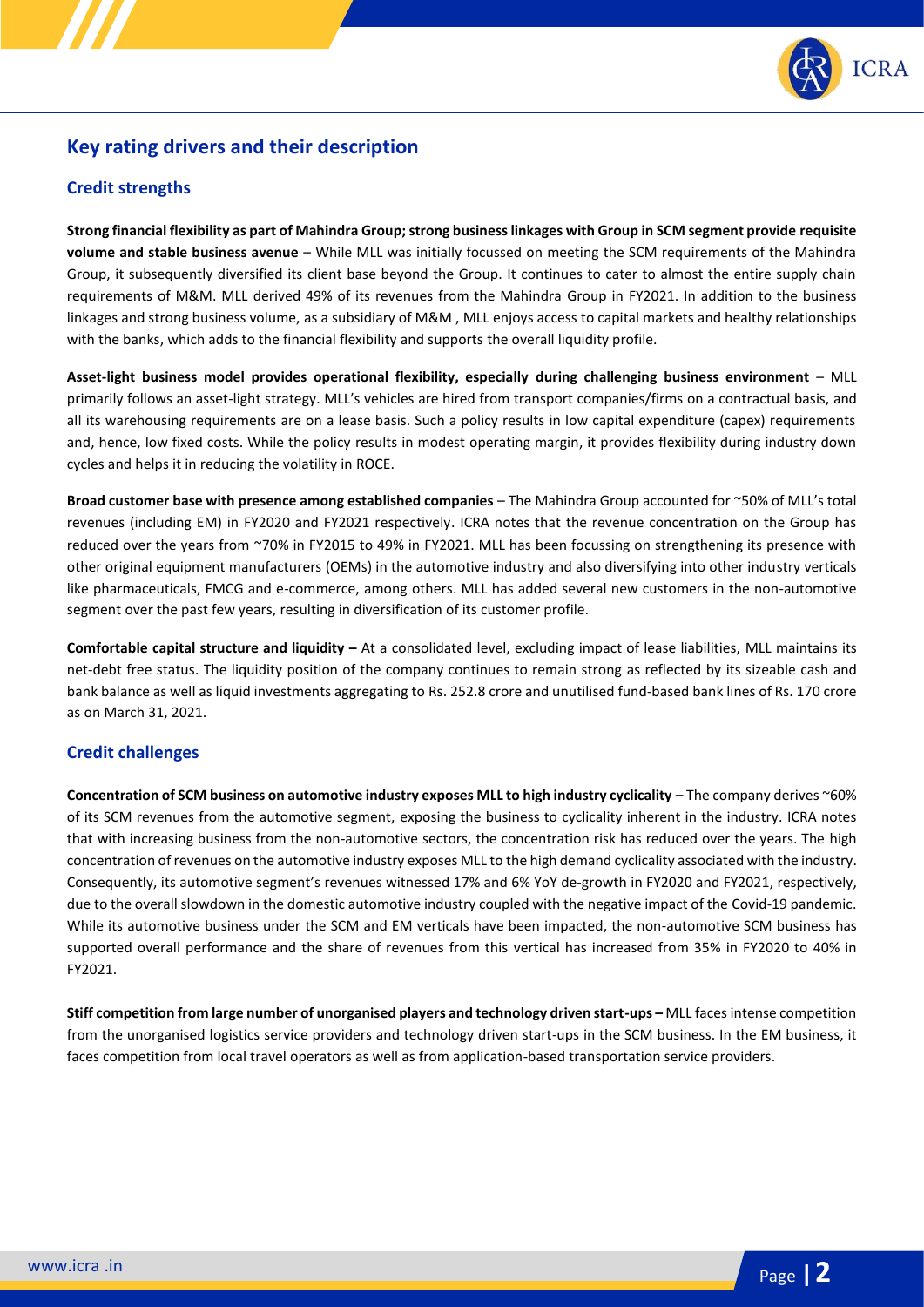## Key rating drivers and their description

### Credit strengths

**Strong financial flexibility as part of Mahindra Group; strong business linkages with Group in SCM segment provide requisite volume and stable business avenue** – While MLL was initially focussed on meeting the SCM requirements of the Mahindra Group, it subsequently diversified its client base beyond the Group. It continues to cater to almost the entire supply chain requirements of M&M. MLL derived 49% of its revenues from the Mahindra Group in FY2021. In addition to the business linkages and strong business volume, as a subsidiary of M&M , MLL enjoys access to capital markets and healthy relationships with the banks, which adds to the financial flexibility and supports the overall liquidity profile.

**Asset-light business model provides operational flexibility, especially during challenging business environment** – MLL primarily follows an asset-light strategy. MLL's vehicles are hired from transport companies/firms on a contractual basis, and all its warehousing requirements are on a lease basis. Such a policy results in low capital expenditure (capex) requirements and, hence, low fixed costs. While the policy results in modest operating margin, it provides flexibility during industry down cycles and helps it in reducing the volatility in ROCE.

**Broad customer base with presence among established companies** – The Mahindra Group accounted for ~50% of MLL's total revenues (including EM) in FY2020 and FY2021 respectively. ICRA notes that the revenue concentration on the Group has reduced over the years from ~70% in FY2015 to 49% in FY2021. MLL has been focussing on strengthening its presence with other original equipment manufacturers (OEMs) in the automotive industry and also diversifying into other industry verticals like pharmaceuticals, FMCG and e-commerce, among others. MLL has added several new customers in the non-automotive segment over the past few years, resulting in diversification of its customer profile.

**Comfortable capital structure and liquidity –** At a consolidated level, excluding impact of lease liabilities, MLL maintains its net-debt free status. The liquidity position of the company continues to remain strong as reflected by its sizeable cash and bank balance as well as liquid investments aggregating to Rs. 252.8 crore and unutilised fund-based bank lines of Rs. 170 crore as on March 31, 2021.

### Credit challenges

**Concentration of SCM business on automotive industry exposes MLL to high industry cyclicality –** The company derives ~60% of its SCM revenues from the automotive segment, exposing the business to cyclicality inherent in the industry. ICRA notes that with increasing business from the non-automotive sectors, the concentration risk has reduced over the years. The high concentration of revenues on the automotive industry exposes MLL to the high demand cyclicality associated with the industry. Consequently, its automotive segment's revenues witnessed 17% and 6% YoY de-growth in FY2020 and FY2021, respectively, due to the overall slowdown in the domestic automotive industry coupled with the negative impact of the Covid-19 pandemic. While its automotive business under the SCM and EM verticals have been impacted, the non-automotive SCM business has supported overall performance and the share of revenues from this vertical has increased from 35% in FY2020 to 40% in FY2021.

**Stiff competition from large number of unorganised players and technology driven start-ups –** MLL faces intense competition from the unorganised logistics service providers and technology driven start-ups in the SCM business. In the EM business, it faces competition from local travel operators as well as from application-based transportation service providers.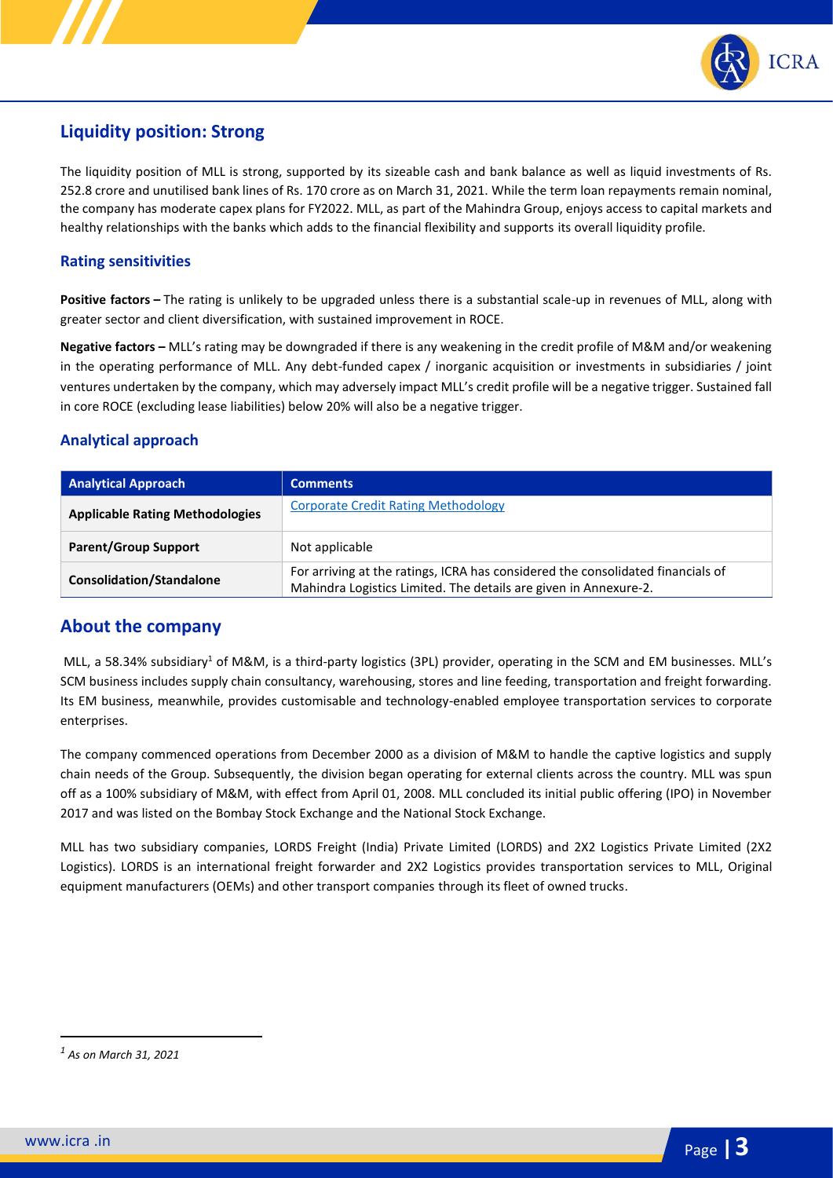## Liquidity position: Strong

The liquidity position of MLL is strong, supported by its sizeable cash and bank balance as well as liquid investments of Rs. 252.8 crore and unutilised bank lines of Rs. 170 crore as on March 31, 2021. While the term loan repayments remain nominal, the company has moderate capex plans for FY2022. MLL, as part of the Mahindra Group, enjoys access to capital markets and healthy relationships with the banks which adds to the financial flexibility and supports its overall liquidity profile.

### Rating sensitivities

**Positive factors –** The rating is unlikely to be upgraded unless there is a substantial scale-up in revenues of MLL, along with greater sector and client diversification, with sustained improvement in ROCE.

**Negative factors –** MLL's rating may be downgraded if there is any weakening in the credit profile of M&M and/or weakening in the operating performance of MLL. Any debt-funded capex / inorganic acquisition or investments in subsidiaries / joint ventures undertaken by the company, which may adversely impact MLL's credit profile will be a negative trigger. Sustained fall in core ROCE (excluding lease liabilities) below 20% will also be a negative trigger.

### Analytical approach

| Analytical Approach | Comments |
|---|---|
| **Applicable Rating Methodologies** | Corporate Credit Rating Methodology |
| **Parent/Group Support** | Not applicable |
| **Consolidation/Standalone** | For arriving at the ratings, ICRA has considered the consolidated financials of Mahindra Logistics Limited. The details are given in Annexure-2. |

## About the company

MLL, a 58.34% subsidiary[1] of M&M, is a third-party logistics (3PL) provider, operating in the SCM and EM businesses. MLL's SCM business includes supply chain consultancy, warehousing, stores and line feeding, transportation and freight forwarding. Its EM business, meanwhile, provides customisable and technology-enabled employee transportation services to corporate enterprises.

The company commenced operations from December 2000 as a division of M&M to handle the captive logistics and supply chain needs of the Group. Subsequently, the division began operating for external clients across the country. MLL was spun off as a 100% subsidiary of M&M, with effect from April 01, 2008. MLL concluded its initial public offering (IPO) in November 2017 and was listed on the Bombay Stock Exchange and the National Stock Exchange.

MLL has two subsidiary companies, LORDS Freight (India) Private Limited (LORDS) and 2X2 Logistics Private Limited (2X2 Logistics). LORDS is an international freight forwarder and 2X2 Logistics provides transportation services to MLL, Original equipment manufacturers (OEMs) and other transport companies through its fleet of owned trucks.

---

[1] *As on March 31, 2021*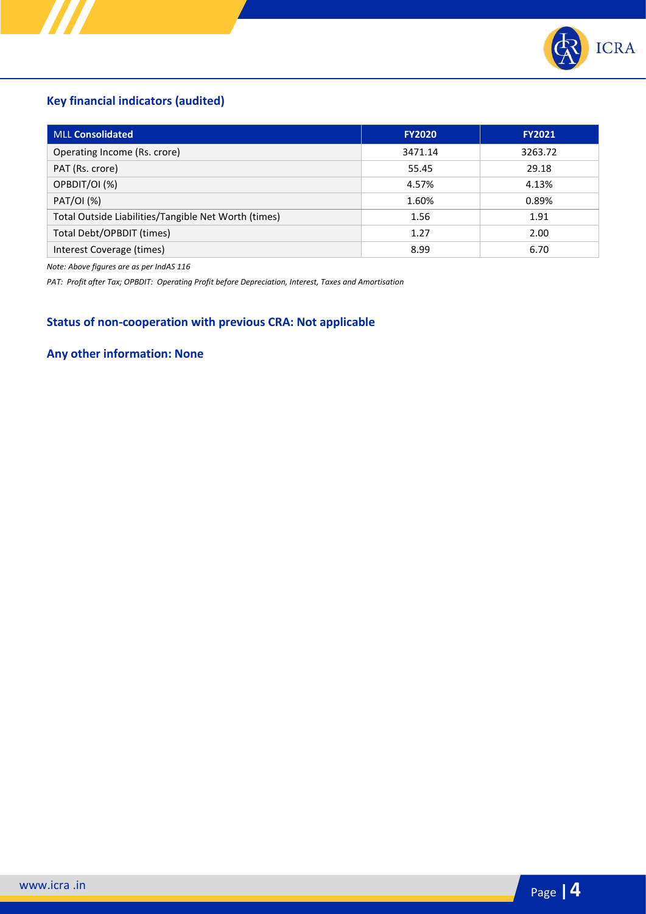## Key financial indicators (audited)

| MLL **Consolidated** | FY2020 | FY2021 |
|---|---|---|
| Operating Income (Rs. crore) | 3471.14 | 3263.72 |
| PAT (Rs. crore) | 55.45 | 29.18 |
| OPBDIT/OI (%) | 4.57% | 4.13% |
| PAT/OI (%) | 1.60% | 0.89% |
| Total Outside Liabilities/Tangible Net Worth (times) | 1.56 | 1.91 |
| Total Debt/OPBDIT (times) | 1.27 | 2.00 |
| Interest Coverage (times) | 8.99 | 6.70 |

*Note: Above figures are as per IndAS 116*

*PAT: Profit after Tax; OPBDIT: Operating Profit before Depreciation, Interest, Taxes and Amortisation*

## Status of non-cooperation with previous CRA: Not applicable

## Any other information: None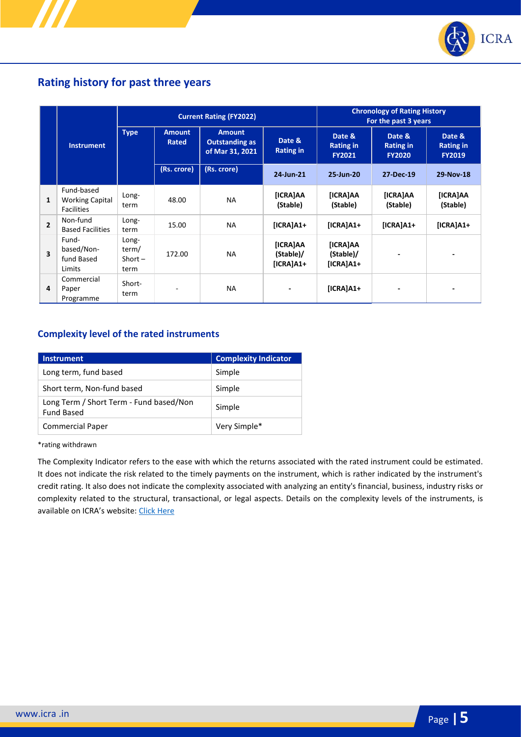## Rating history for past three years

| | Instrument | Current Rating (FY2022) | | | | Chronology of Rating History For the past 3 years | | |
|---|---|---|---|---|---|---|---|---|
| | | Type | Amount Rated | Amount Outstanding as of Mar 31, 2021 | Date & Rating in | Date & Rating in FY2021 | Date & Rating in FY2020 | Date & Rating in FY2019 |
| | | | (Rs. crore) | (Rs. crore) | 24-Jun-21 | 25-Jun-20 | 27-Dec-19 | 29-Nov-18 |
| 1 | Fund-based Working Capital Facilities | Long-term | 48.00 | NA | [ICRA]AA (Stable) | [ICRA]AA (Stable) | [ICRA]AA (Stable) | [ICRA]AA (Stable) |
| 2 | Non-fund Based Facilities | Long-term | 15.00 | NA | [ICRA]A1+ | [ICRA]A1+ | [ICRA]A1+ | [ICRA]A1+ |
| 3 | Fund-based/Non-fund Based Limits | Long-term/ Short – term | 172.00 | NA | [ICRA]AA (Stable)/ [ICRA]A1+ | [ICRA]AA (Stable)/ [ICRA]A1+ | - | - |
| 4 | Commercial Paper Programme | Short-term | - | NA | - | [ICRA]A1+ | - | - |

## Complexity level of the rated instruments

| Instrument | Complexity Indicator |
|---|---|
| Long term, fund based | Simple |
| Short term, Non-fund based | Simple |
| Long Term / Short Term - Fund based/Non Fund Based | Simple |
| Commercial Paper | Very Simple* |

*rating withdrawn

The Complexity Indicator refers to the ease with which the returns associated with the rated instrument could be estimated. It does not indicate the risk related to the timely payments on the instrument, which is rather indicated by the instrument's credit rating. It also does not indicate the complexity associated with analyzing an entity's financial, business, industry risks or complexity related to the structural, transactional, or legal aspects. Details on the complexity levels of the instruments, is available on ICRA's website: Click Here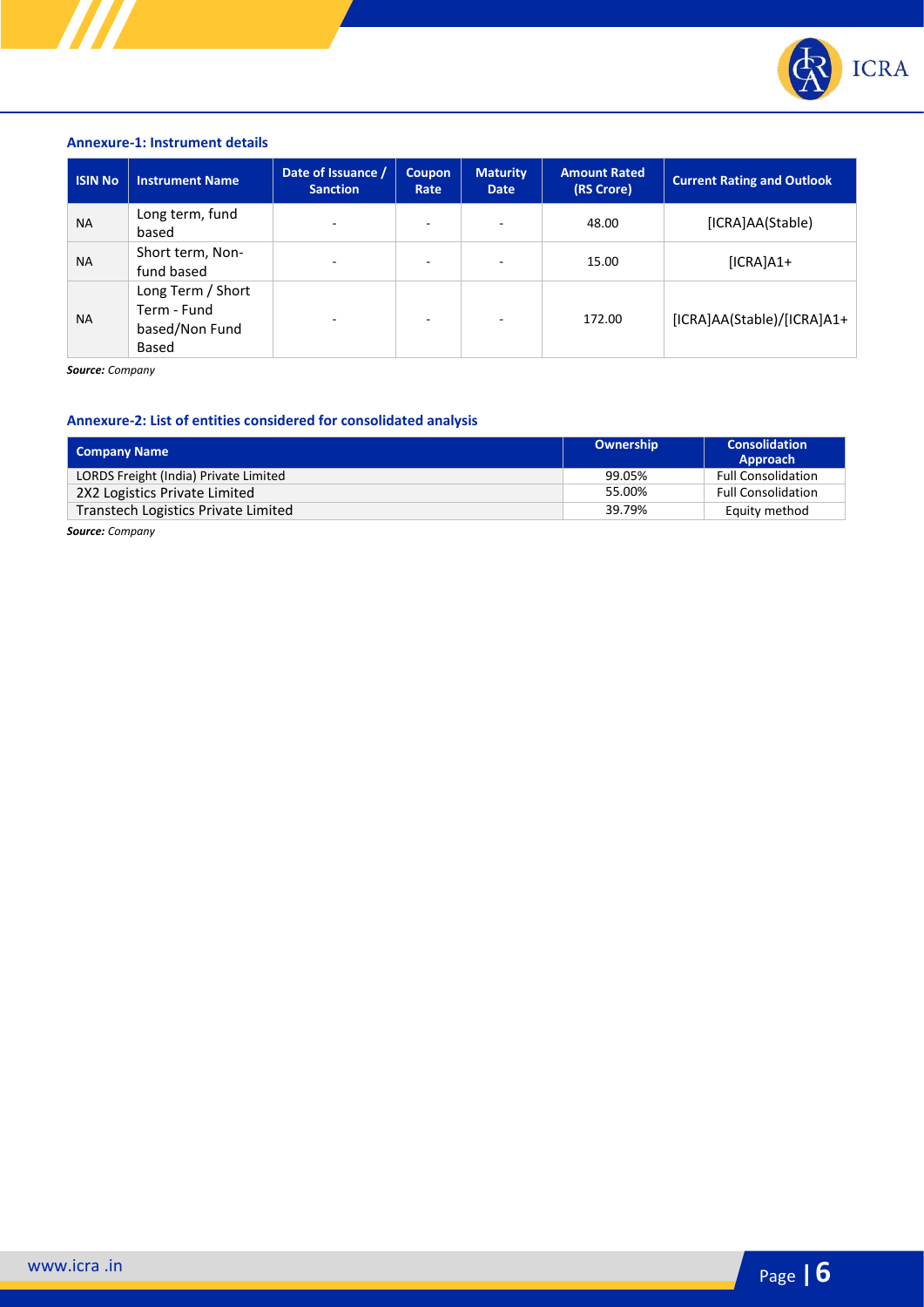### Annexure-1: Instrument details

| ISIN No | Instrument Name | Date of Issuance / Sanction | Coupon Rate | Maturity Date | Amount Rated (RS Crore) | Current Rating and Outlook |
|---|---|---|---|---|---|---|
| NA | Long term, fund based | - | - | - | 48.00 | [ICRA]AA(Stable) |
| NA | Short term, Non-fund based | - | - | - | 15.00 | [ICRA]A1+ |
| NA | Long Term / Short Term - Fund based/Non Fund Based | - | - | - | 172.00 | [ICRA]AA(Stable)/[ICRA]A1+ |

***Source:*** *Company*

### Annexure-2: List of entities considered for consolidated analysis

| Company Name | Ownership | Consolidation Approach |
|---|---|---|
| LORDS Freight (India) Private Limited | 99.05% | Full Consolidation |
| 2X2 Logistics Private Limited | 55.00% | Full Consolidation |
| Transtech Logistics Private Limited | 39.79% | Equity method |

***Source:*** *Company*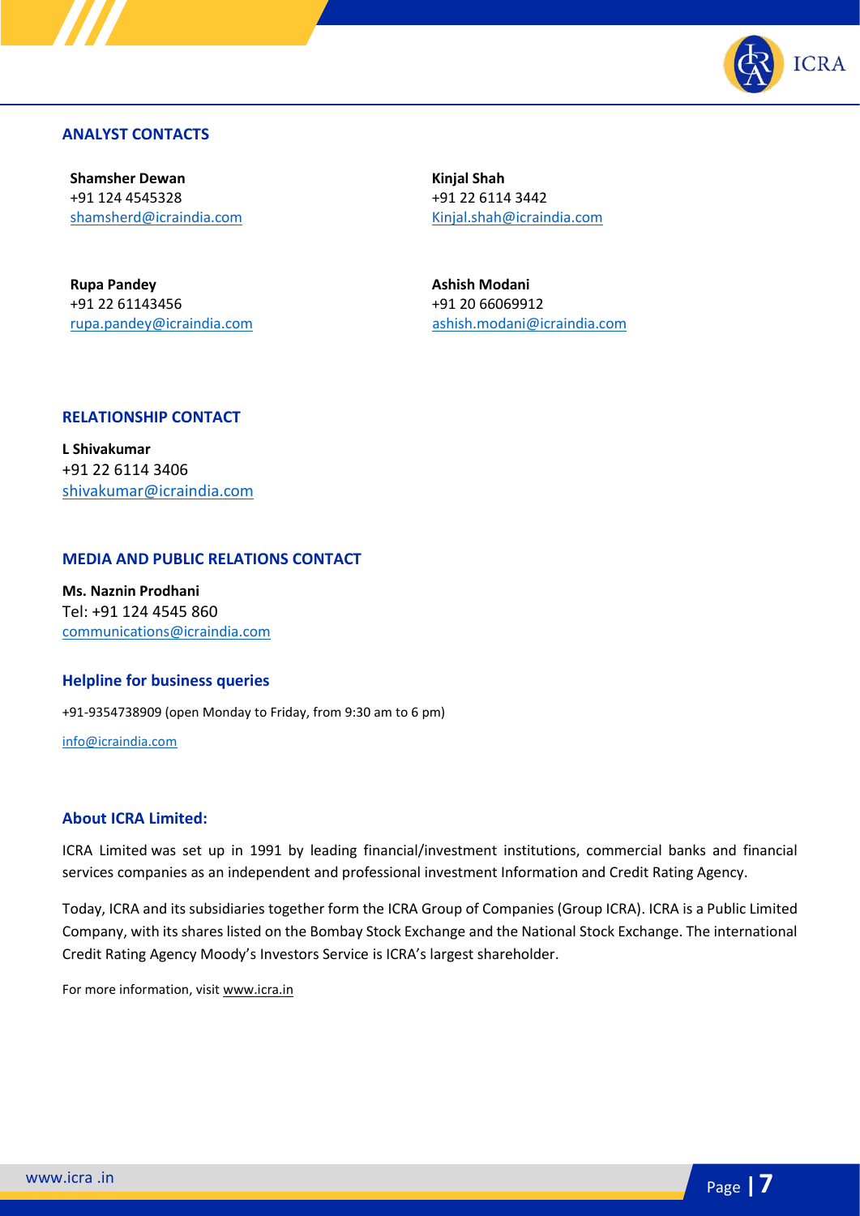## ANALYST CONTACTS

**Shamsher Dewan**
+91 124 4545328
shamsherd@icraindia.com

**Kinjal Shah**
+91 22 6114 3442
Kinjal.shah@icraindia.com

**Rupa Pandey**
+91 22 61143456
rupa.pandey@icraindia.com

**Ashish Modani**
+91 20 66069912
ashish.modani@icraindia.com

## RELATIONSHIP CONTACT

**L Shivakumar**
+91 22 6114 3406
shivakumar@icraindia.com

## MEDIA AND PUBLIC RELATIONS CONTACT

**Ms. Naznin Prodhani**
Tel: +91 124 4545 860
communications@icraindia.com

## Helpline for business queries

+91-9354738909 (open Monday to Friday, from 9:30 am to 6 pm)

info@icraindia.com

## About ICRA Limited:

ICRA Limited was set up in 1991 by leading financial/investment institutions, commercial banks and financial services companies as an independent and professional investment Information and Credit Rating Agency.

Today, ICRA and its subsidiaries together form the ICRA Group of Companies (Group ICRA). ICRA is a Public Limited Company, with its shares listed on the Bombay Stock Exchange and the National Stock Exchange. The international Credit Rating Agency Moody's Investors Service is ICRA's largest shareholder.

For more information, visit www.icra.in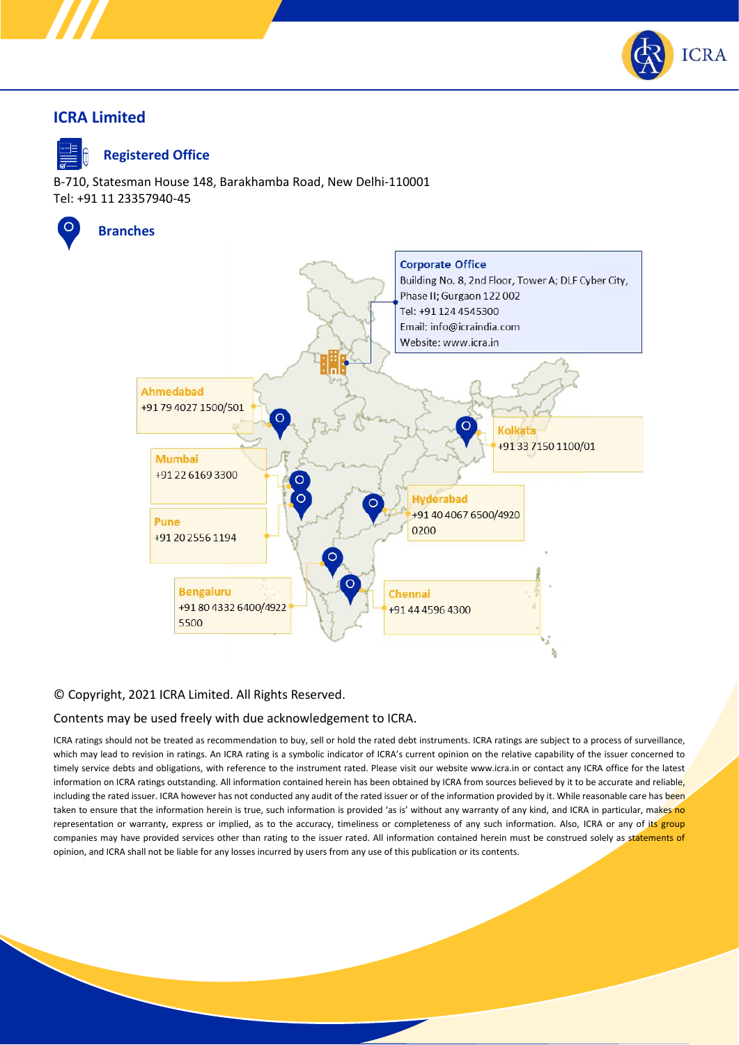## ICRA Limited

### Registered Office

B-710, Statesman House 148, Barakhamba Road, New Delhi-110001
Tel: +91 11 23357940-45

### Branches

**Corporate Office**
Building No. 8, 2nd Floor, Tower A; DLF Cyber City, Phase II; Gurgaon 122 002
Tel: +91 124 4545300
Email: info@icraindia.com
Website: www.icra.in

**Ahmedabad**
+91 79 4027 1500/501

**Mumbai**
+91 22 6169 3300

**Pune**
+91 20 2556 1194

**Bengaluru**
+91 80 4332 6400/4922 5500

**Kolkata**
+91 33 7150 1100/01

**Hyderabad**
+91 40 4067 6500/4920 0200

**Chennai**
+91 44 4596 4300

© Copyright, 2021 ICRA Limited. All Rights Reserved.

Contents may be used freely with due acknowledgement to ICRA.

ICRA ratings should not be treated as recommendation to buy, sell or hold the rated debt instruments. ICRA ratings are subject to a process of surveillance, which may lead to revision in ratings. An ICRA rating is a symbolic indicator of ICRA's current opinion on the relative capability of the issuer concerned to timely service debts and obligations, with reference to the instrument rated. Please visit our website www.icra.in or contact any ICRA office for the latest information on ICRA ratings outstanding. All information contained herein has been obtained by ICRA from sources believed by it to be accurate and reliable, including the rated issuer. ICRA however has not conducted any audit of the rated issuer or of the information provided by it. While reasonable care has been taken to ensure that the information herein is true, such information is provided 'as is' without any warranty of any kind, and ICRA in particular, makes no representation or warranty, express or implied, as to the accuracy, timeliness or completeness of any such information. Also, ICRA or any of its group companies may have provided services other than rating to the issuer rated. All information contained herein must be construed solely as statements of opinion, and ICRA shall not be liable for any losses incurred by users from any use of this publication or its contents.